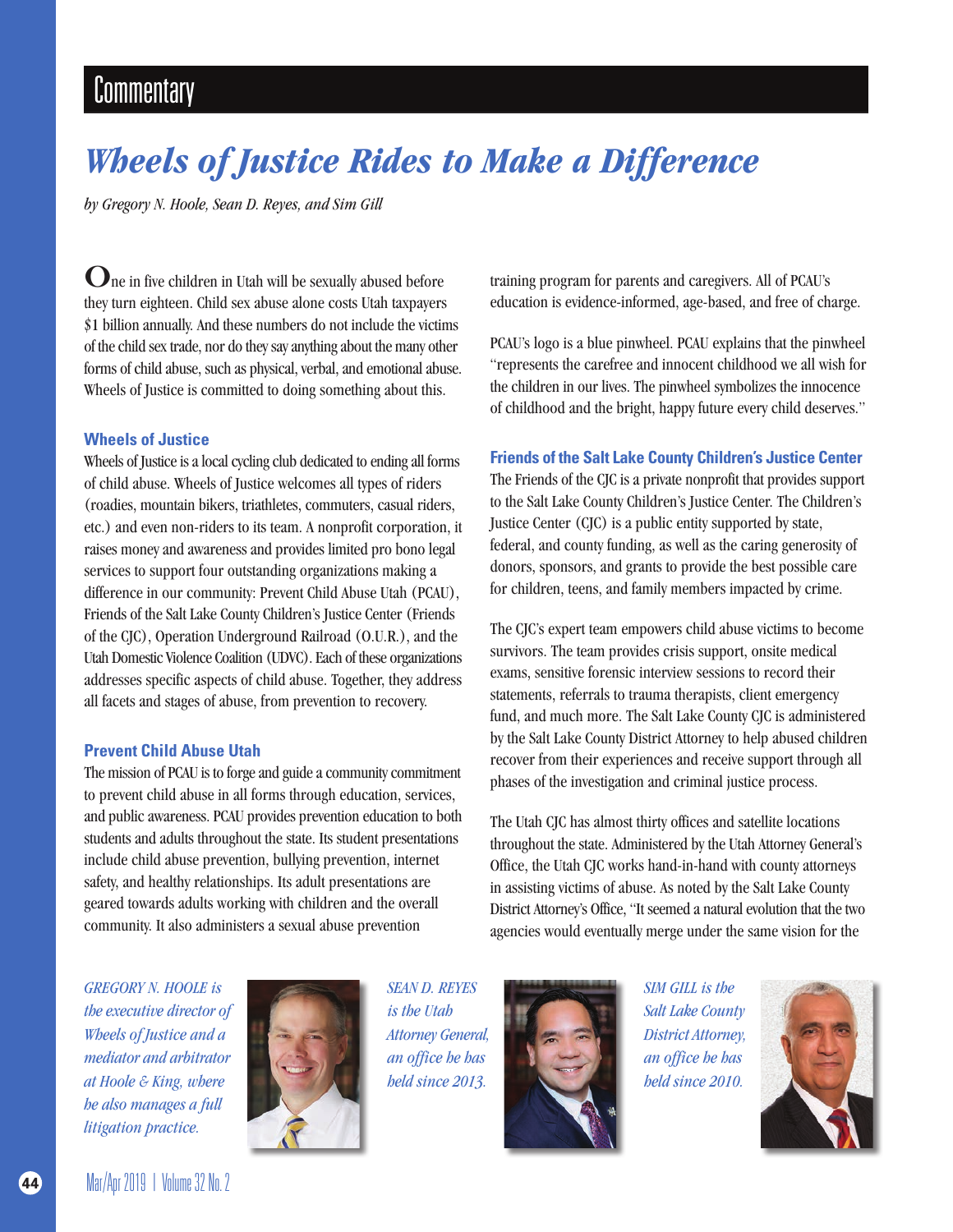Commentary

# *Wheels of Justice Rides to Make a Difference*

*by Gregory N. Hoole, Sean D. Reyes, and Sim Gill*

One in five children in Utah will be sexually abused before they turn eighteen. Child sex abuse alone costs Utah taxpayers $1 billion annually. And these numbers do not include the victims of the child sex trade, nor do they say anything about the many other forms of child abuse, such as physical, verbal, and emotional abuse. Wheels of Justice is committed to doing something about this.

### Wheels of Justice

Wheels of Justice is a local cycling club dedicated to ending all forms of child abuse. Wheels of Justice welcomes all types of riders (roadies, mountain bikers, triathletes, commuters, casual riders, etc.) and even non-riders to its team. A nonprofit corporation, it raises money and awareness and provides limited pro bono legal services to support four outstanding organizations making a difference in our community: Prevent Child Abuse Utah (PCAU), Friends of the Salt Lake County Children's Justice Center (Friends of the CJC), Operation Underground Railroad (O.U.R.), and the Utah Domestic Violence Coalition (UDVC). Each of these organizations addresses specific aspects of child abuse. Together, they address all facets and stages of abuse, from prevention to recovery.

### Prevent Child Abuse Utah

The mission of PCAU is to forge and guide a community commitment to prevent child abuse in all forms through education, services, and public awareness. PCAU provides prevention education to both students and adults throughout the state. Its student presentations include child abuse prevention, bullying prevention, internet safety, and healthy relationships. Its adult presentations are geared towards adults working with children and the overall community. It also administers a sexual abuse prevention training program for parents and caregivers. All of PCAU's education is evidence-informed, age-based, and free of charge.

PCAU's logo is a blue pinwheel. PCAU explains that the pinwheel "represents the carefree and innocent childhood we all wish for the children in our lives. The pinwheel symbolizes the innocence of childhood and the bright, happy future every child deserves."

### Friends of the Salt Lake County Children's Justice Center

The Friends of the CJC is a private nonprofit that provides support to the Salt Lake County Children's Justice Center. The Children's Justice Center (CJC) is a public entity supported by state, federal, and county funding, as well as the caring generosity of donors, sponsors, and grants to provide the best possible care for children, teens, and family members impacted by crime.

The CJC's expert team empowers child abuse victims to become survivors. The team provides crisis support, onsite medical exams, sensitive forensic interview sessions to record their statements, referrals to trauma therapists, client emergency fund, and much more. The Salt Lake County CJC is administered by the Salt Lake County District Attorney to help abused children recover from their experiences and receive support through all phases of the investigation and criminal justice process.

The Utah CJC has almost thirty offices and satellite locations throughout the state. Administered by the Utah Attorney General's Office, the Utah CJC works hand-in-hand with county attorneys in assisting victims of abuse. As noted by the Salt Lake County District Attorney's Office, "It seemed a natural evolution that the two agencies would eventually merge under the same vision for the

*GREGORY N. HOOLE is the executive director of Wheels of Justice and a mediator and arbitrator at Hoole & King, where he also manages a full litigation practice.*

*SEAN D. REYES is the Utah Attorney General, an office he has held since 2013.*

*SIM GILL is the Salt Lake County District Attorney, an office he has held since 2010.*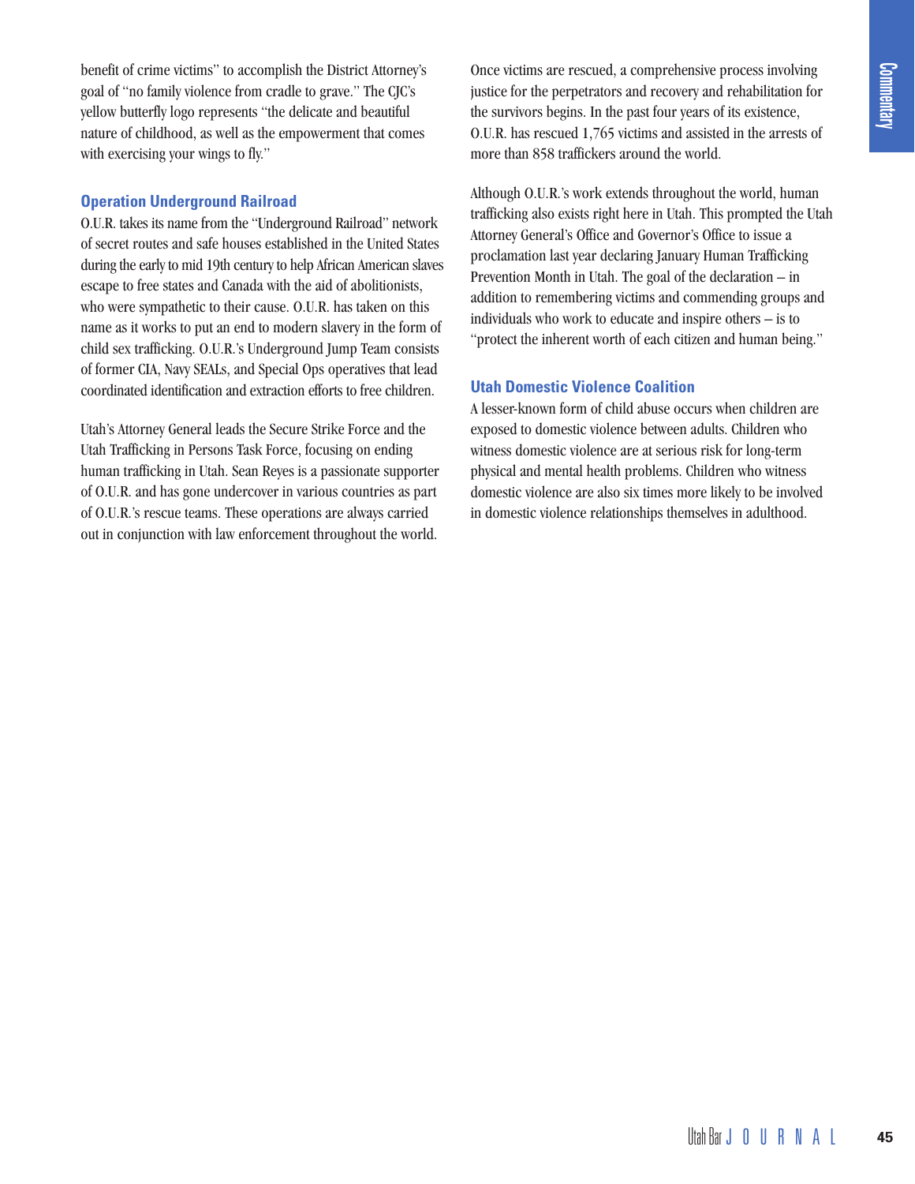benefit of crime victims" to accomplish the District Attorney's goal of "no family violence from cradle to grave." The CJC's yellow butterfly logo represents "the delicate and beautiful nature of childhood, as well as the empowerment that comes with exercising your wings to fly."

### Operation Underground Railroad

O.U.R. takes its name from the "Underground Railroad" network of secret routes and safe houses established in the United States during the early to mid 19th century to help African American slaves escape to free states and Canada with the aid of abolitionists, who were sympathetic to their cause. O.U.R. has taken on this name as it works to put an end to modern slavery in the form of child sex trafficking. O.U.R.'s Underground Jump Team consists of former CIA, Navy SEALs, and Special Ops operatives that lead coordinated identification and extraction efforts to free children.

Utah's Attorney General leads the Secure Strike Force and the Utah Trafficking in Persons Task Force, focusing on ending human trafficking in Utah. Sean Reyes is a passionate supporter of O.U.R. and has gone undercover in various countries as part of O.U.R.'s rescue teams. These operations are always carried out in conjunction with law enforcement throughout the world.

Once victims are rescued, a comprehensive process involving justice for the perpetrators and recovery and rehabilitation for the survivors begins. In the past four years of its existence, O.U.R. has rescued 1,765 victims and assisted in the arrests of more than 858 traffickers around the world.

Although O.U.R.'s work extends throughout the world, human trafficking also exists right here in Utah. This prompted the Utah Attorney General's Office and Governor's Office to issue a proclamation last year declaring January Human Trafficking Prevention Month in Utah. The goal of the declaration – in addition to remembering victims and commending groups and individuals who work to educate and inspire others – is to "protect the inherent worth of each citizen and human being."

### Utah Domestic Violence Coalition

A lesser-known form of child abuse occurs when children are exposed to domestic violence between adults. Children who witness domestic violence are at serious risk for long-term physical and mental health problems. Children who witness domestic violence are also six times more likely to be involved in domestic violence relationships themselves in adulthood.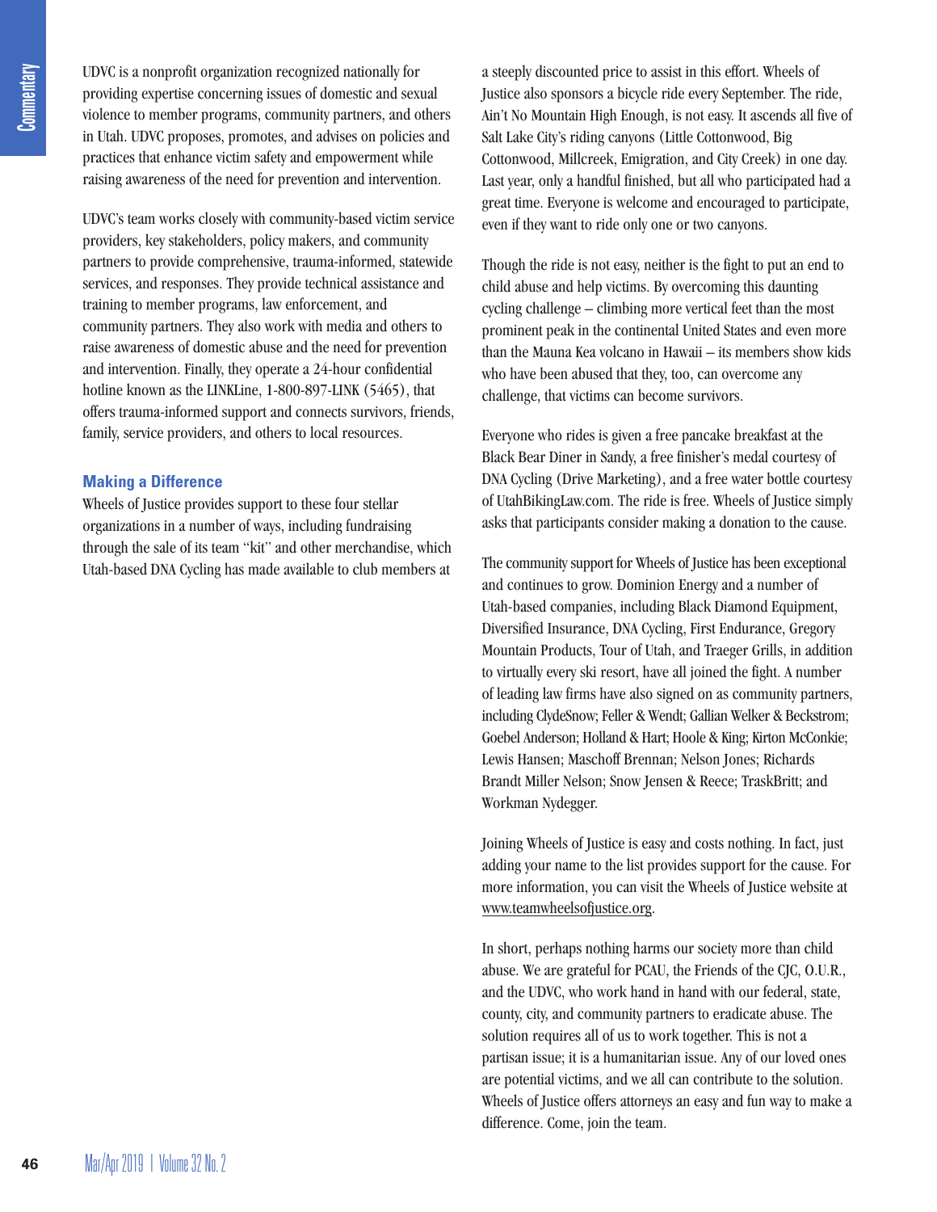UDVC is a nonprofit organization recognized nationally for providing expertise concerning issues of domestic and sexual violence to member programs, community partners, and others in Utah. UDVC proposes, promotes, and advises on policies and practices that enhance victim safety and empowerment while raising awareness of the need for prevention and intervention.

UDVC's team works closely with community-based victim service providers, key stakeholders, policy makers, and community partners to provide comprehensive, trauma-informed, statewide services, and responses. They provide technical assistance and training to member programs, law enforcement, and community partners. They also work with media and others to raise awareness of domestic abuse and the need for prevention and intervention. Finally, they operate a 24-hour confidential hotline known as the LINKLine, 1-800-897-LINK (5465), that offers trauma-informed support and connects survivors, friends, family, service providers, and others to local resources.

### Making a Difference

Wheels of Justice provides support to these four stellar organizations in a number of ways, including fundraising through the sale of its team "kit" and other merchandise, which Utah-based DNA Cycling has made available to club members at a steeply discounted price to assist in this effort. Wheels of Justice also sponsors a bicycle ride every September. The ride, Ain't No Mountain High Enough, is not easy. It ascends all five of Salt Lake City's riding canyons (Little Cottonwood, Big Cottonwood, Millcreek, Emigration, and City Creek) in one day. Last year, only a handful finished, but all who participated had a great time. Everyone is welcome and encouraged to participate, even if they want to ride only one or two canyons.

Though the ride is not easy, neither is the fight to put an end to child abuse and help victims. By overcoming this daunting cycling challenge – climbing more vertical feet than the most prominent peak in the continental United States and even more than the Mauna Kea volcano in Hawaii – its members show kids who have been abused that they, too, can overcome any challenge, that victims can become survivors.

Everyone who rides is given a free pancake breakfast at the Black Bear Diner in Sandy, a free finisher's medal courtesy of DNA Cycling (Drive Marketing), and a free water bottle courtesy of UtahBikingLaw.com. The ride is free. Wheels of Justice simply asks that participants consider making a donation to the cause.

The community support for Wheels of Justice has been exceptional and continues to grow. Dominion Energy and a number of Utah-based companies, including Black Diamond Equipment, Diversified Insurance, DNA Cycling, First Endurance, Gregory Mountain Products, Tour of Utah, and Traeger Grills, in addition to virtually every ski resort, have all joined the fight. A number of leading law firms have also signed on as community partners, including ClydeSnow; Feller & Wendt; Gallian Welker & Beckstrom; Goebel Anderson; Holland & Hart; Hoole & King; Kirton McConkie; Lewis Hansen; Maschoff Brennan; Nelson Jones; Richards Brandt Miller Nelson; Snow Jensen & Reece; TraskBritt; and Workman Nydegger.

Joining Wheels of Justice is easy and costs nothing. In fact, just adding your name to the list provides support for the cause. For more information, you can visit the Wheels of Justice website at www.teamwheelsofjustice.org.

In short, perhaps nothing harms our society more than child abuse. We are grateful for PCAU, the Friends of the CJC, O.U.R., and the UDVC, who work hand in hand with our federal, state, county, city, and community partners to eradicate abuse. The solution requires all of us to work together. This is not a partisan issue; it is a humanitarian issue. Any of our loved ones are potential victims, and we all can contribute to the solution. Wheels of Justice offers attorneys an easy and fun way to make a difference. Come, join the team.